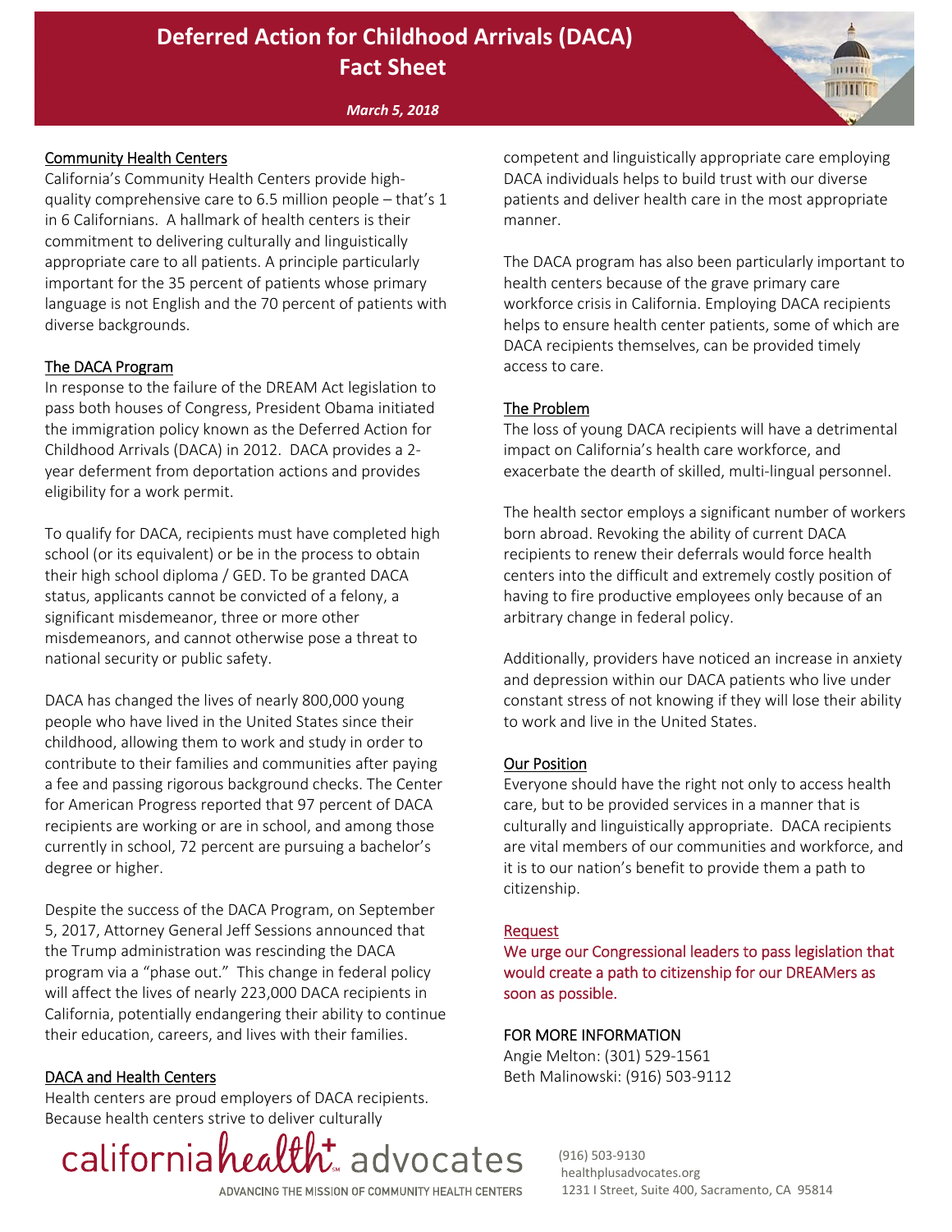# Deferred Action for Childhood Arrivals (DACA) Fact Sheet

*March 5, 2018*

## Community Health Centers

California's Community Health Centers provide high-quality comprehensive care to 6.5 million people – that's 1 in 6 Californians. A hallmark of health centers is their commitment to delivering culturally and linguistically appropriate care to all patients. A principle particularly important for the 35 percent of patients whose primary language is not English and the 70 percent of patients with diverse backgrounds.

## The DACA Program

In response to the failure of the DREAM Act legislation to pass both houses of Congress, President Obama initiated the immigration policy known as the Deferred Action for Childhood Arrivals (DACA) in 2012. DACA provides a 2-year deferment from deportation actions and provides eligibility for a work permit.

To qualify for DACA, recipients must have completed high school (or its equivalent) or be in the process to obtain their high school diploma / GED. To be granted DACA status, applicants cannot be convicted of a felony, a significant misdemeanor, three or more other misdemeanors, and cannot otherwise pose a threat to national security or public safety.

DACA has changed the lives of nearly 800,000 young people who have lived in the United States since their childhood, allowing them to work and study in order to contribute to their families and communities after paying a fee and passing rigorous background checks. The Center for American Progress reported that 97 percent of DACA recipients are working or are in school, and among those currently in school, 72 percent are pursuing a bachelor's degree or higher.

Despite the success of the DACA Program, on September 5, 2017, Attorney General Jeff Sessions announced that the Trump administration was rescinding the DACA program via a "phase out." This change in federal policy will affect the lives of nearly 223,000 DACA recipients in California, potentially endangering their ability to continue their education, careers, and lives with their families.

## DACA and Health Centers

Health centers are proud employers of DACA recipients. Because health centers strive to deliver culturally competent and linguistically appropriate care employing DACA individuals helps to build trust with our diverse patients and deliver health care in the most appropriate manner.

The DACA program has also been particularly important to health centers because of the grave primary care workforce crisis in California. Employing DACA recipients helps to ensure health center patients, some of which are DACA recipients themselves, can be provided timely access to care.

## The Problem

The loss of young DACA recipients will have a detrimental impact on California's health care workforce, and exacerbate the dearth of skilled, multi-lingual personnel.

The health sector employs a significant number of workers born abroad. Revoking the ability of current DACA recipients to renew their deferrals would force health centers into the difficult and extremely costly position of having to fire productive employees only because of an arbitrary change in federal policy.

Additionally, providers have noticed an increase in anxiety and depression within our DACA patients who live under constant stress of not knowing if they will lose their ability to work and live in the United States.

## Our Position

Everyone should have the right not only to access health care, but to be provided services in a manner that is culturally and linguistically appropriate. DACA recipients are vital members of our communities and workforce, and it is to our nation's benefit to provide them a path to citizenship.

## Request

We urge our Congressional leaders to pass legislation that would create a path to citizenship for our DREAMers as soon as possible.

## FOR MORE INFORMATION

Angie Melton: (301) 529-1561
Beth Malinowski: (916) 503-9112

california health+ advocates
ADVANCING THE MISSION OF COMMUNITY HEALTH CENTERS

(916) 503-9130
healthplusadvocates.org
1231 I Street, Suite 400, Sacramento, CA 95814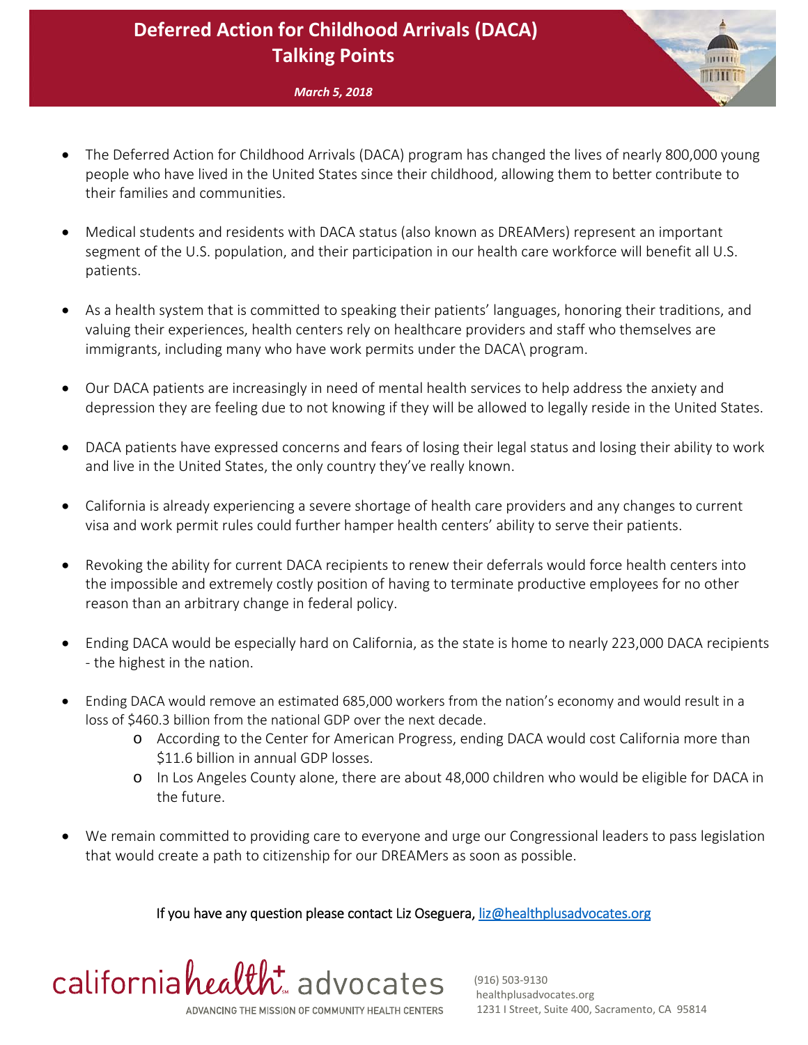# Deferred Action for Childhood Arrivals (DACA) Talking Points

*March 5, 2018*

- The Deferred Action for Childhood Arrivals (DACA) program has changed the lives of nearly 800,000 young people who have lived in the United States since their childhood, allowing them to better contribute to their families and communities.

- Medical students and residents with DACA status (also known as DREAMers) represent an important segment of the U.S. population, and their participation in our health care workforce will benefit all U.S. patients.

- As a health system that is committed to speaking their patients' languages, honoring their traditions, and valuing their experiences, health centers rely on healthcare providers and staff who themselves are immigrants, including many who have work permits under the DACA\ program.

- Our DACA patients are increasingly in need of mental health services to help address the anxiety and depression they are feeling due to not knowing if they will be allowed to legally reside in the United States.

- DACA patients have expressed concerns and fears of losing their legal status and losing their ability to work and live in the United States, the only country they've really known.

- California is already experiencing a severe shortage of health care providers and any changes to current visa and work permit rules could further hamper health centers' ability to serve their patients.

- Revoking the ability for current DACA recipients to renew their deferrals would force health centers into the impossible and extremely costly position of having to terminate productive employees for no other reason than an arbitrary change in federal policy.

- Ending DACA would be especially hard on California, as the state is home to nearly 223,000 DACA recipients - the highest in the nation.

- Ending DACA would remove an estimated 685,000 workers from the nation's economy and would result in a loss of $460.3 billion from the national GDP over the next decade.
    - According to the Center for American Progress, ending DACA would cost California more than $11.6 billion in annual GDP losses.
    - In Los Angeles County alone, there are about 48,000 children who would be eligible for DACA in the future.

- We remain committed to providing care to everyone and urge our Congressional leaders to pass legislation that would create a path to citizenship for our DREAMers as soon as possible.

If you have any question please contact Liz Oseguera, [liz@healthplusadvocates.org](mailto:liz@healthplusadvocates.org)

california health+ advocates
ADVANCING THE MISSION OF COMMUNITY HEALTH CENTERS

(916) 503-9130
healthplusadvocates.org
1231 I Street, Suite 400, Sacramento, CA 95814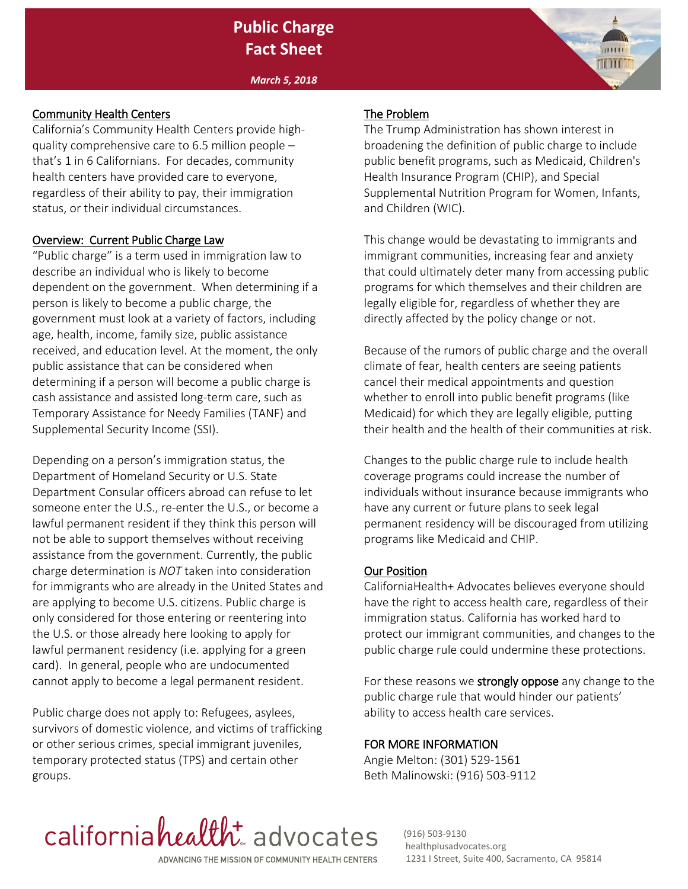# Public Charge Fact Sheet

*March 5, 2018*

## Community Health Centers

California's Community Health Centers provide high-quality comprehensive care to 6.5 million people – that's 1 in 6 Californians. For decades, community health centers have provided care to everyone, regardless of their ability to pay, their immigration status, or their individual circumstances.

## Overview: Current Public Charge Law

"Public charge" is a term used in immigration law to describe an individual who is likely to become dependent on the government. When determining if a person is likely to become a public charge, the government must look at a variety of factors, including age, health, income, family size, public assistance received, and education level. At the moment, the only public assistance that can be considered when determining if a person will become a public charge is cash assistance and assisted long-term care, such as Temporary Assistance for Needy Families (TANF) and Supplemental Security Income (SSI).

Depending on a person's immigration status, the Department of Homeland Security or U.S. State Department Consular officers abroad can refuse to let someone enter the U.S., re-enter the U.S., or become a lawful permanent resident if they think this person will not be able to support themselves without receiving assistance from the government. Currently, the public charge determination is *NOT* taken into consideration for immigrants who are already in the United States and are applying to become U.S. citizens. Public charge is only considered for those entering or reentering into the U.S. or those already here looking to apply for lawful permanent residency (i.e. applying for a green card). In general, people who are undocumented cannot apply to become a legal permanent resident.

Public charge does not apply to: Refugees, asylees, survivors of domestic violence, and victims of trafficking or other serious crimes, special immigrant juveniles, temporary protected status (TPS) and certain other groups.

## The Problem

The Trump Administration has shown interest in broadening the definition of public charge to include public benefit programs, such as Medicaid, Children's Health Insurance Program (CHIP), and Special Supplemental Nutrition Program for Women, Infants, and Children (WIC).

This change would be devastating to immigrants and immigrant communities, increasing fear and anxiety that could ultimately deter many from accessing public programs for which themselves and their children are legally eligible for, regardless of whether they are directly affected by the policy change or not.

Because of the rumors of public charge and the overall climate of fear, health centers are seeing patients cancel their medical appointments and question whether to enroll into public benefit programs (like Medicaid) for which they are legally eligible, putting their health and the health of their communities at risk.

Changes to the public charge rule to include health coverage programs could increase the number of individuals without insurance because immigrants who have any current or future plans to seek legal permanent residency will be discouraged from utilizing programs like Medicaid and CHIP.

## Our Position

CaliforniaHealth+ Advocates believes everyone should have the right to access health care, regardless of their immigration status. California has worked hard to protect our immigrant communities, and changes to the public charge rule could undermine these protections.

For these reasons we **strongly oppose** any change to the public charge rule that would hinder our patients' ability to access health care services.

## FOR MORE INFORMATION

Angie Melton: (301) 529-1561
Beth Malinowski: (916) 503-9112

californiahealth+ advocates
ADVANCING THE MISSION OF COMMUNITY HEALTH CENTERS

(916) 503-9130
healthplusadvocates.org
1231 I Street, Suite 400, Sacramento, CA 95814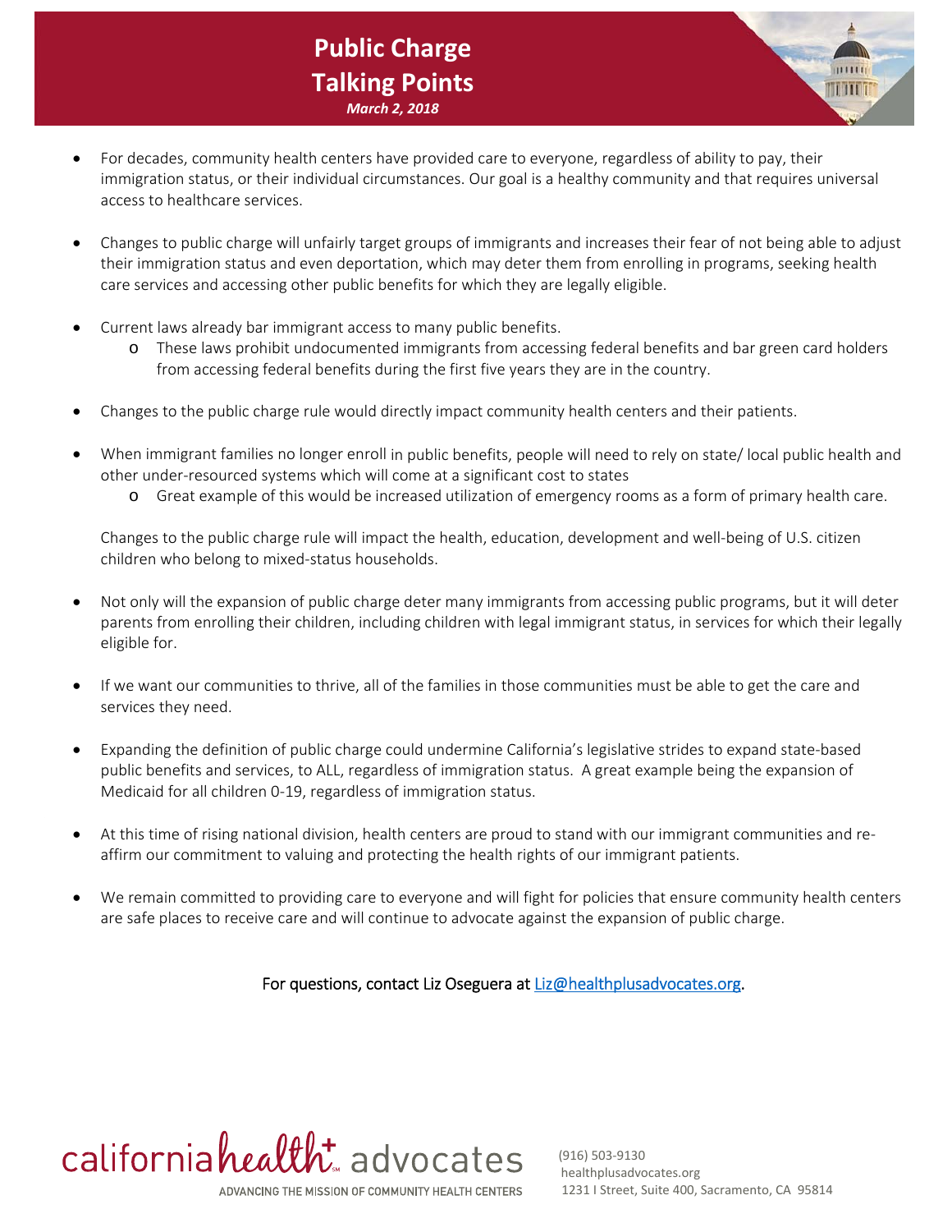# Public Charge Talking Points

***March 2, 2018***

- For decades, community health centers have provided care to everyone, regardless of ability to pay, their immigration status, or their individual circumstances. Our goal is a healthy community and that requires universal access to healthcare services.
- Changes to public charge will unfairly target groups of immigrants and increases their fear of not being able to adjust their immigration status and even deportation, which may deter them from enrolling in programs, seeking health care services and accessing other public benefits for which they are legally eligible.
- Current laws already bar immigrant access to many public benefits.
  - These laws prohibit undocumented immigrants from accessing federal benefits and bar green card holders from accessing federal benefits during the first five years they are in the country.
- Changes to the public charge rule would directly impact community health centers and their patients.
- When immigrant families no longer enroll in public benefits, people will need to rely on state/ local public health and other under-resourced systems which will come at a significant cost to states
  - Great example of this would be increased utilization of emergency rooms as a form of primary health care.

  Changes to the public charge rule will impact the health, education, development and well-being of U.S. citizen children who belong to mixed-status households.

- Not only will the expansion of public charge deter many immigrants from accessing public programs, but it will deter parents from enrolling their children, including children with legal immigrant status, in services for which their legally eligible for.
- If we want our communities to thrive, all of the families in those communities must be able to get the care and services they need.
- Expanding the definition of public charge could undermine California's legislative strides to expand state-based public benefits and services, to ALL, regardless of immigration status. A great example being the expansion of Medicaid for all children 0-19, regardless of immigration status.
- At this time of rising national division, health centers are proud to stand with our immigrant communities and re-affirm our commitment to valuing and protecting the health rights of our immigrant patients.
- We remain committed to providing care to everyone and will fight for policies that ensure community health centers are safe places to receive care and will continue to advocate against the expansion of public charge.

For questions, contact Liz Oseguera at Liz@healthplusadvocates.org.

california health+ advocates
ADVANCING THE MISSION OF COMMUNITY HEALTH CENTERS

(916) 503-9130
healthplusadvocates.org
1231 I Street, Suite 400, Sacramento, CA 95814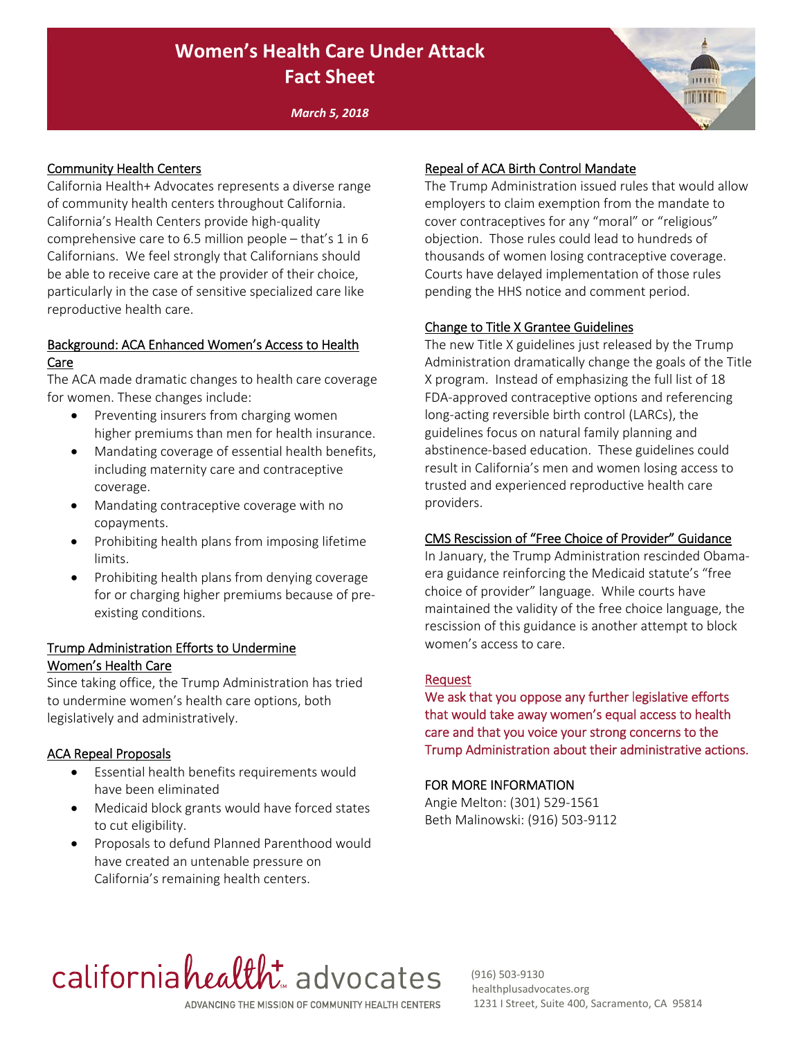# Women's Health Care Under Attack
# Fact Sheet

*March 5, 2018*

## Community Health Centers

California Health+ Advocates represents a diverse range of community health centers throughout California. California's Health Centers provide high-quality comprehensive care to 6.5 million people – that's 1 in 6 Californians. We feel strongly that Californians should be able to receive care at the provider of their choice, particularly in the case of sensitive specialized care like reproductive health care.

## Background: ACA Enhanced Women's Access to Health Care

The ACA made dramatic changes to health care coverage for women. These changes include:

- Preventing insurers from charging women higher premiums than men for health insurance.
- Mandating coverage of essential health benefits, including maternity care and contraceptive coverage.
- Mandating contraceptive coverage with no copayments.
- Prohibiting health plans from imposing lifetime limits.
- Prohibiting health plans from denying coverage for or charging higher premiums because of pre-existing conditions.

## Trump Administration Efforts to Undermine Women's Health Care

Since taking office, the Trump Administration has tried to undermine women's health care options, both legislatively and administratively.

## ACA Repeal Proposals

- Essential health benefits requirements would have been eliminated
- Medicaid block grants would have forced states to cut eligibility.
- Proposals to defund Planned Parenthood would have created an untenable pressure on California's remaining health centers.

## Repeal of ACA Birth Control Mandate

The Trump Administration issued rules that would allow employers to claim exemption from the mandate to cover contraceptives for any "moral" or "religious" objection. Those rules could lead to hundreds of thousands of women losing contraceptive coverage. Courts have delayed implementation of those rules pending the HHS notice and comment period.

## Change to Title X Grantee Guidelines

The new Title X guidelines just released by the Trump Administration dramatically change the goals of the Title X program. Instead of emphasizing the full list of 18 FDA-approved contraceptive options and referencing long-acting reversible birth control (LARCs), the guidelines focus on natural family planning and abstinence-based education. These guidelines could result in California's men and women losing access to trusted and experienced reproductive health care providers.

## CMS Rescission of "Free Choice of Provider" Guidance

In January, the Trump Administration rescinded Obama-era guidance reinforcing the Medicaid statute's "free choice of provider" language. While courts have maintained the validity of the free choice language, the rescission of this guidance is another attempt to block women's access to care.

## Request

We ask that you oppose any further legislative efforts that would take away women's equal access to health care and that you voice your strong concerns to the Trump Administration about their administrative actions.

FOR MORE INFORMATION

Angie Melton: (301) 529-1561
Beth Malinowski: (916) 503-9112

california health+ advocates
ADVANCING THE MISSION OF COMMUNITY HEALTH CENTERS

(916) 503-9130
healthplusadvocates.org
1231 I Street, Suite 400, Sacramento, CA 95814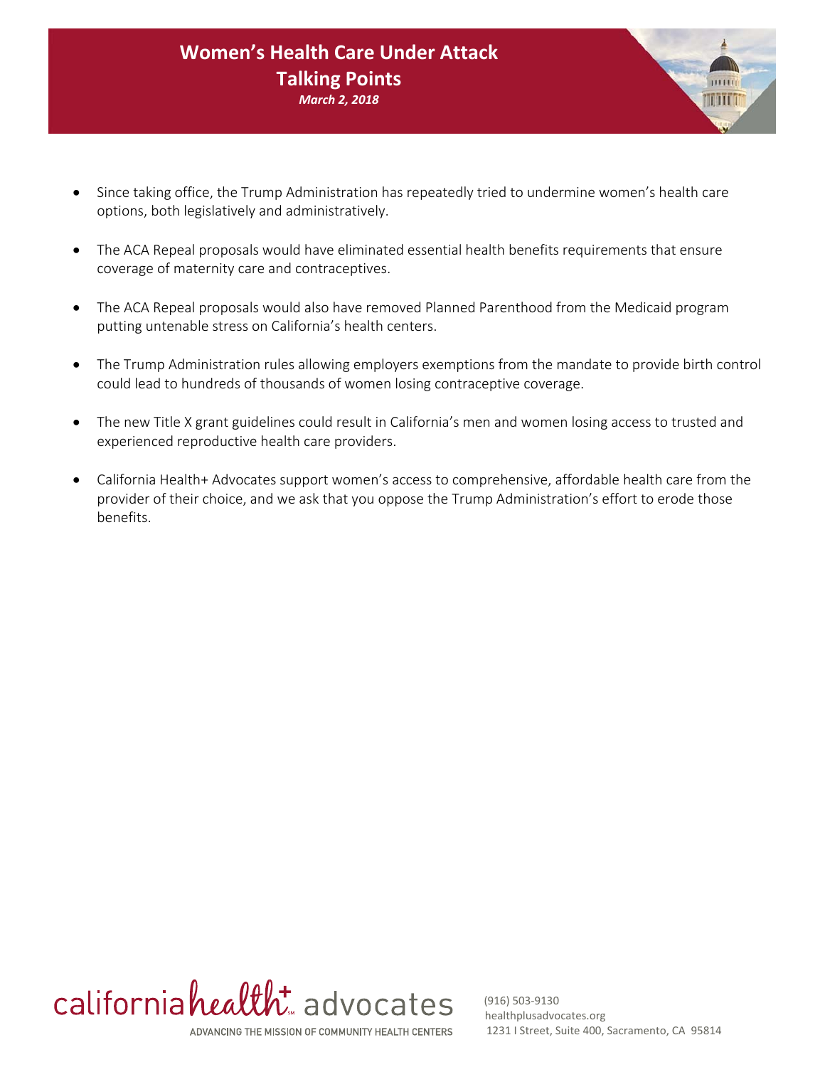# Women's Health Care Under Attack
## Talking Points
***March 2, 2018***

- Since taking office, the Trump Administration has repeatedly tried to undermine women's health care options, both legislatively and administratively.
- The ACA Repeal proposals would have eliminated essential health benefits requirements that ensure coverage of maternity care and contraceptives.
- The ACA Repeal proposals would also have removed Planned Parenthood from the Medicaid program putting untenable stress on California's health centers.
- The Trump Administration rules allowing employers exemptions from the mandate to provide birth control could lead to hundreds of thousands of women losing contraceptive coverage.
- The new Title X grant guidelines could result in California's men and women losing access to trusted and experienced reproductive health care providers.
- California Health+ Advocates support women's access to comprehensive, affordable health care from the provider of their choice, and we ask that you oppose the Trump Administration's effort to erode those benefits.

california health+ advocates
ADVANCING THE MISSION OF COMMUNITY HEALTH CENTERS

(916) 503-9130
healthplusadvocates.org
1231 I Street, Suite 400, Sacramento, CA 95814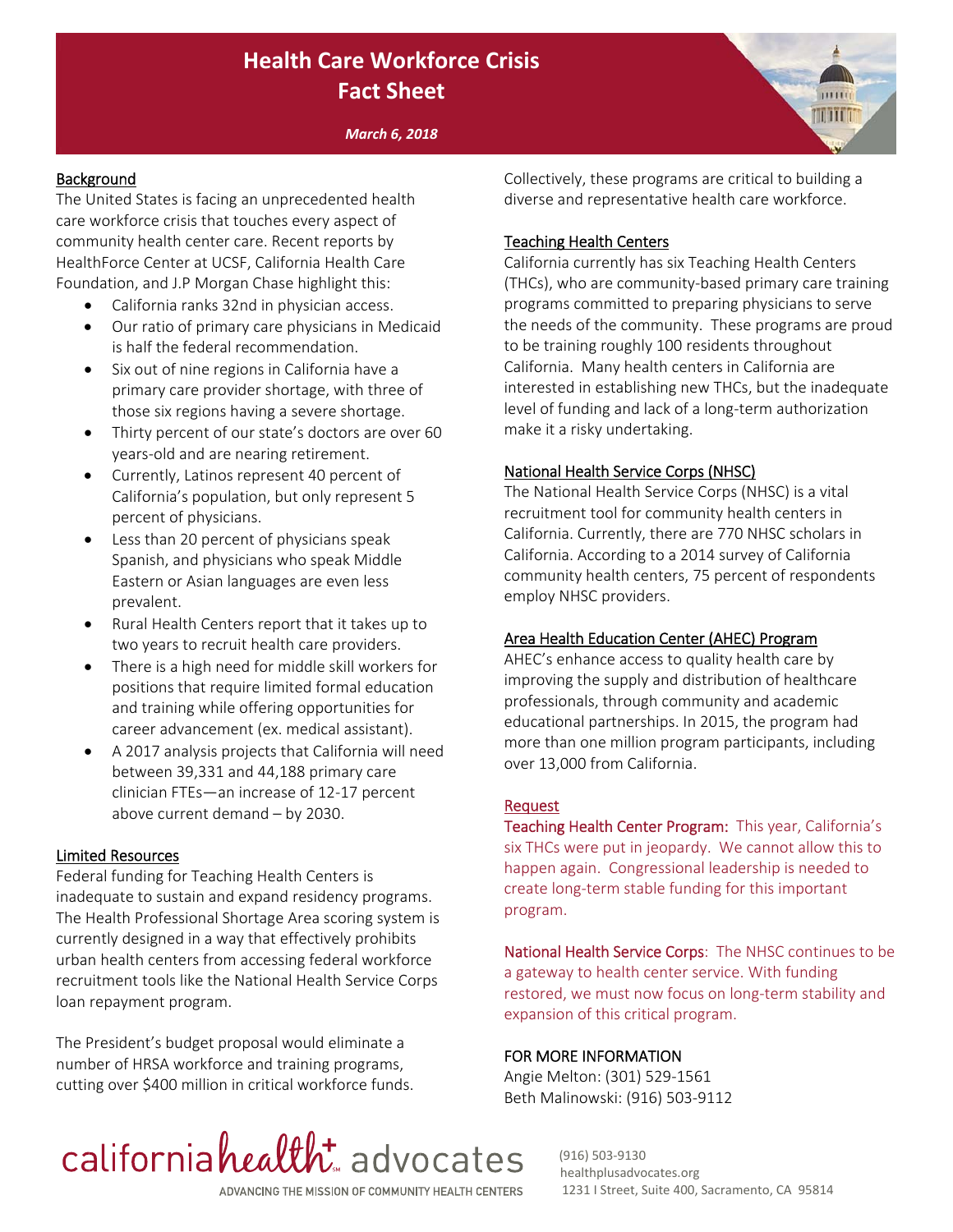# Health Care Workforce Crisis Fact Sheet

***March 6, 2018***

## Background

The United States is facing an unprecedented health care workforce crisis that touches every aspect of community health center care. Recent reports by HealthForce Center at UCSF, California Health Care Foundation, and J.P Morgan Chase highlight this:

- California ranks 32nd in physician access.
- Our ratio of primary care physicians in Medicaid is half the federal recommendation.
- Six out of nine regions in California have a primary care provider shortage, with three of those six regions having a severe shortage.
- Thirty percent of our state's doctors are over 60 years-old and are nearing retirement.
- Currently, Latinos represent 40 percent of California's population, but only represent 5 percent of physicians.
- Less than 20 percent of physicians speak Spanish, and physicians who speak Middle Eastern or Asian languages are even less prevalent.
- Rural Health Centers report that it takes up to two years to recruit health care providers.
- There is a high need for middle skill workers for positions that require limited formal education and training while offering opportunities for career advancement (ex. medical assistant).
- A 2017 analysis projects that California will need between 39,331 and 44,188 primary care clinician FTEs—an increase of 12-17 percent above current demand – by 2030.

## Limited Resources

Federal funding for Teaching Health Centers is inadequate to sustain and expand residency programs. The Health Professional Shortage Area scoring system is currently designed in a way that effectively prohibits urban health centers from accessing federal workforce recruitment tools like the National Health Service Corps loan repayment program.

The President's budget proposal would eliminate a number of HRSA workforce and training programs, cutting over $400 million in critical workforce funds. Collectively, these programs are critical to building a diverse and representative health care workforce.

## Teaching Health Centers

California currently has six Teaching Health Centers (THCs), who are community-based primary care training programs committed to preparing physicians to serve the needs of the community. These programs are proud to be training roughly 100 residents throughout California. Many health centers in California are interested in establishing new THCs, but the inadequate level of funding and lack of a long-term authorization make it a risky undertaking.

## National Health Service Corps (NHSC)

The National Health Service Corps (NHSC) is a vital recruitment tool for community health centers in California. Currently, there are 770 NHSC scholars in California. According to a 2014 survey of California community health centers, 75 percent of respondents employ NHSC providers.

## Area Health Education Center (AHEC) Program

AHEC's enhance access to quality health care by improving the supply and distribution of healthcare professionals, through community and academic educational partnerships. In 2015, the program had more than one million program participants, including over 13,000 from California.

## Request

Teaching Health Center Program: This year, California's six THCs were put in jeopardy. We cannot allow this to happen again. Congressional leadership is needed to create long-term stable funding for this important program.

National Health Service Corps: The NHSC continues to be a gateway to health center service. With funding restored, we must now focus on long-term stability and expansion of this critical program.

## FOR MORE INFORMATION

Angie Melton: (301) 529-1561
Beth Malinowski: (916) 503-9112

california health+ advocates
ADVANCING THE MISSION OF COMMUNITY HEALTH CENTERS

(916) 503-9130
healthplusadvocates.org
1231 I Street, Suite 400, Sacramento, CA 95814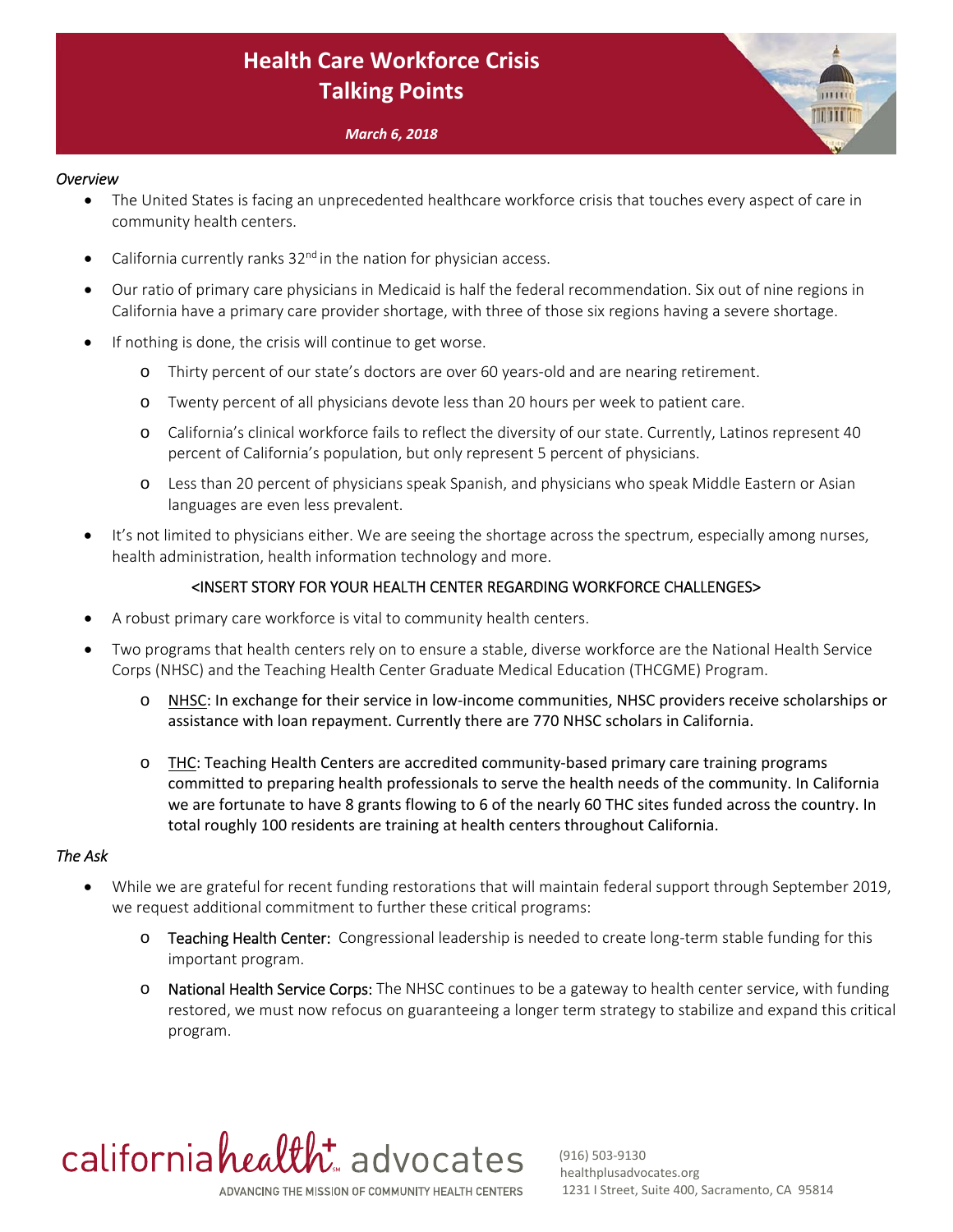# Health Care Workforce Crisis Talking Points

***March 6, 2018***

*Overview*

- The United States is facing an unprecedented healthcare workforce crisis that touches every aspect of care in community health centers.
- California currently ranks 32nd in the nation for physician access.
- Our ratio of primary care physicians in Medicaid is half the federal recommendation. Six out of nine regions in California have a primary care provider shortage, with three of those six regions having a severe shortage.
- If nothing is done, the crisis will continue to get worse.
  - Thirty percent of our state's doctors are over 60 years-old and are nearing retirement.
  - Twenty percent of all physicians devote less than 20 hours per week to patient care.
  - California's clinical workforce fails to reflect the diversity of our state. Currently, Latinos represent 40 percent of California's population, but only represent 5 percent of physicians.
  - Less than 20 percent of physicians speak Spanish, and physicians who speak Middle Eastern or Asian languages are even less prevalent.
- It's not limited to physicians either. We are seeing the shortage across the spectrum, especially among nurses, health administration, health information technology and more.

<INSERT STORY FOR YOUR HEALTH CENTER REGARDING WORKFORCE CHALLENGES>

- A robust primary care workforce is vital to community health centers.
- Two programs that health centers rely on to ensure a stable, diverse workforce are the National Health Service Corps (NHSC) and the Teaching Health Center Graduate Medical Education (THCGME) Program.
  - NHSC: In exchange for their service in low-income communities, NHSC providers receive scholarships or assistance with loan repayment. Currently there are 770 NHSC scholars in California.
  - THC: Teaching Health Centers are accredited community-based primary care training programs committed to preparing health professionals to serve the health needs of the community. In California we are fortunate to have 8 grants flowing to 6 of the nearly 60 THC sites funded across the country. In total roughly 100 residents are training at health centers throughout California.

*The Ask*

- While we are grateful for recent funding restorations that will maintain federal support through September 2019, we request additional commitment to further these critical programs:
  - Teaching Health Center: Congressional leadership is needed to create long-term stable funding for this important program.
  - National Health Service Corps: The NHSC continues to be a gateway to health center service, with funding restored, we must now refocus on guaranteeing a longer term strategy to stabilize and expand this critical program.

california health+ advocates
ADVANCING THE MISSION OF COMMUNITY HEALTH CENTERS

(916) 503-9130
healthplusadvocates.org
1231 I Street, Suite 400, Sacramento, CA 95814